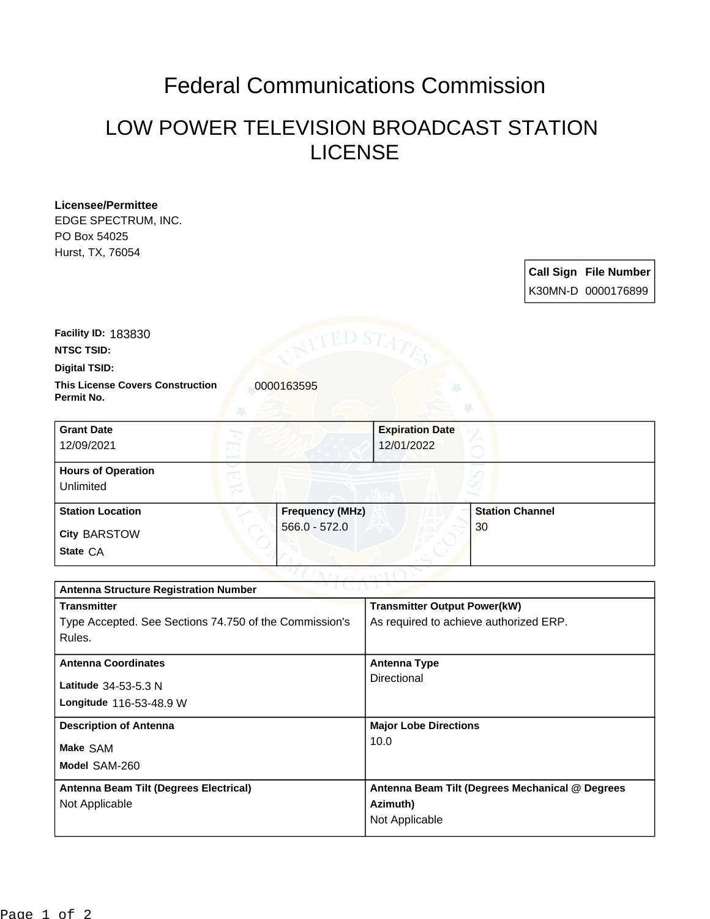# Federal Communications Commission

## LOW POWER TELEVISION BROADCAST STATION LICENSE

**Licensee/Permittee**
EDGE SPECTRUM, INC.
PO Box 54025
Hurst, TX, 76054

| Call Sign | File Number |
| --- | --- |
| K30MN-D | 0000176899 |

**Facility ID:** 183830

**NTSC TSID:**

**Digital TSID:**

**This License Covers Construction Permit No.** 0000163595

| Grant Date | Expiration Date |
| --- | --- |
| 12/09/2021 | 12/01/2022 |

| Hours of Operation |
| --- |
| Unlimited |

| Station Location | Frequency (MHz) | Station Channel |
| --- | --- | --- |
| City BARSTOW<br>State CA | 566.0 - 572.0 | 30 |

| Antenna Structure Registration Number | |
| --- | --- |
| **Transmitter**<br>Type Accepted. See Sections 74.750 of the Commission's Rules. | **Transmitter Output Power(kW)**<br>As required to achieve authorized ERP. |
| **Antenna Coordinates**<br>Latitude 34-53-5.3 N<br>Longitude 116-53-48.9 W | **Antenna Type**<br>Directional |
| **Description of Antenna**<br>Make SAM<br>Model SAM-260 | **Major Lobe Directions**<br>10.0 |
| **Antenna Beam Tilt (Degrees Electrical)**<br>Not Applicable | **Antenna Beam Tilt (Degrees Mechanical @ Degrees Azimuth)**<br>Not Applicable |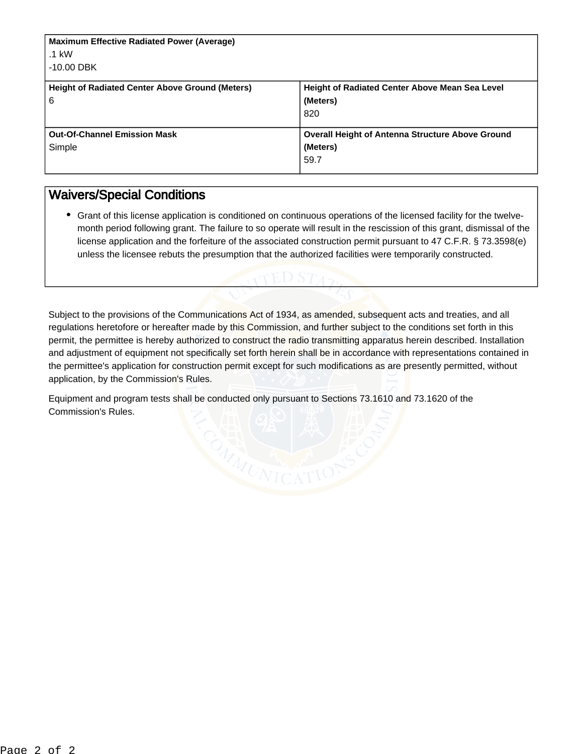| | |
|---|---|
| **Maximum Effective Radiated Power (Average)**<br>.1 kW<br>-10.00 DBK | |
| **Height of Radiated Center Above Ground (Meters)**<br>6 | **Height of Radiated Center Above Mean Sea Level (Meters)**<br>820 |
| **Out-Of-Channel Emission Mask**<br>Simple | **Overall Height of Antenna Structure Above Ground (Meters)**<br>59.7 |

## Waivers/Special Conditions

- Grant of this license application is conditioned on continuous operations of the licensed facility for the twelve-month period following grant. The failure to so operate will result in the rescission of this grant, dismissal of the license application and the forfeiture of the associated construction permit pursuant to 47 C.F.R. § 73.3598(e) unless the licensee rebuts the presumption that the authorized facilities were temporarily constructed.

Subject to the provisions of the Communications Act of 1934, as amended, subsequent acts and treaties, and all regulations heretofore or hereafter made by this Commission, and further subject to the conditions set forth in this permit, the permittee is hereby authorized to construct the radio transmitting apparatus herein described. Installation and adjustment of equipment not specifically set forth herein shall be in accordance with representations contained in the permittee's application for construction permit except for such modifications as are presently permitted, without application, by the Commission's Rules.

Equipment and program tests shall be conducted only pursuant to Sections 73.1610 and 73.1620 of the Commission's Rules.